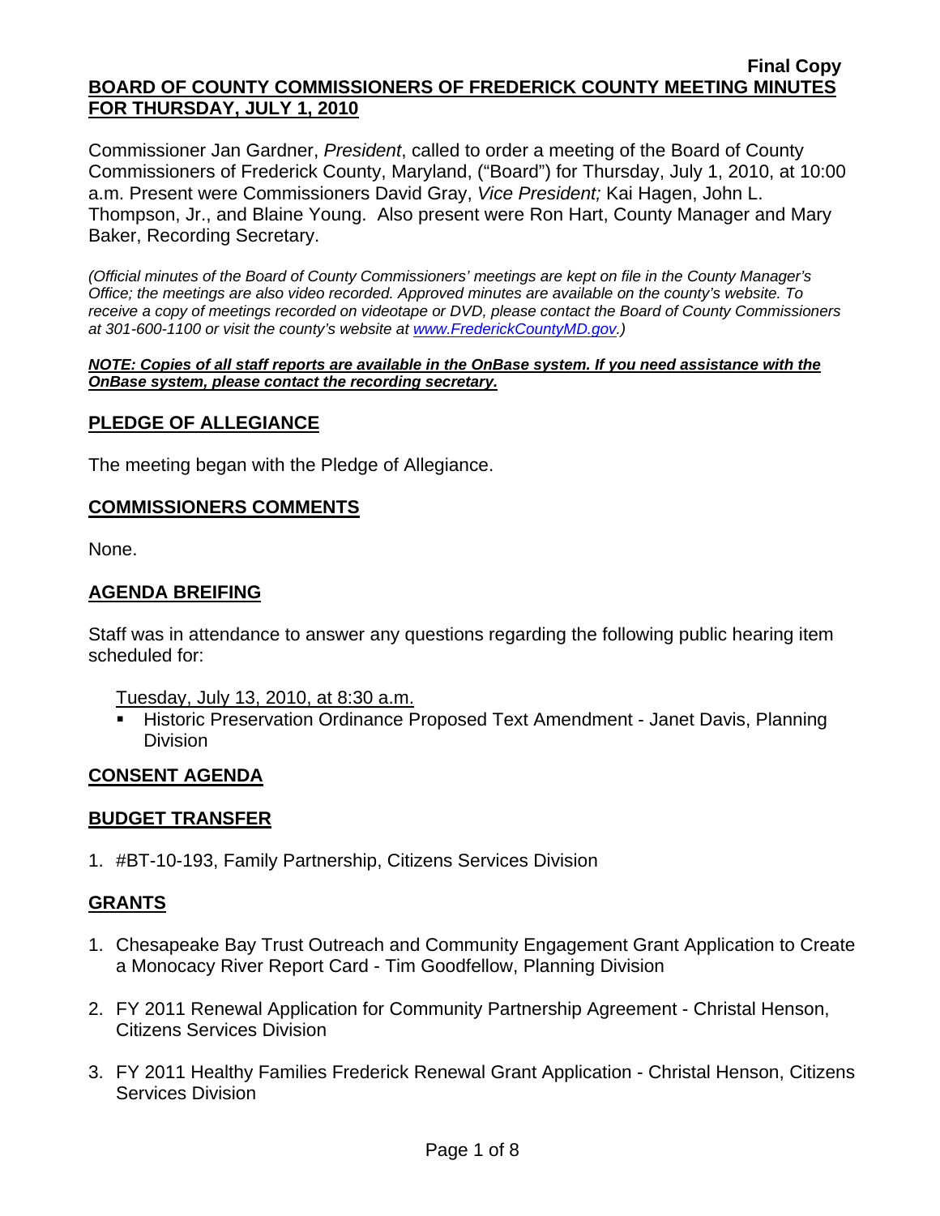**Final Copy**

# BOARD OF COUNTY COMMISSIONERS OF FREDERICK COUNTY MEETING MINUTES FOR THURSDAY, JULY 1, 2010

Commissioner Jan Gardner, *President*, called to order a meeting of the Board of County Commissioners of Frederick County, Maryland, ("Board") for Thursday, July 1, 2010, at 10:00 a.m. Present were Commissioners David Gray, *Vice President;* Kai Hagen, John L. Thompson, Jr., and Blaine Young. Also present were Ron Hart, County Manager and Mary Baker, Recording Secretary.

*(Official minutes of the Board of County Commissioners' meetings are kept on file in the County Manager's Office; the meetings are also video recorded. Approved minutes are available on the county's website. To receive a copy of meetings recorded on videotape or DVD, please contact the Board of County Commissioners at 301-600-1100 or visit the county's website at www.FrederickCountyMD.gov.)*

***NOTE: Copies of all staff reports are available in the OnBase system. If you need assistance with the OnBase system, please contact the recording secretary.***

## PLEDGE OF ALLEGIANCE

The meeting began with the Pledge of Allegiance.

## COMMISSIONERS COMMENTS

None.

## AGENDA BREIFING

Staff was in attendance to answer any questions regarding the following public hearing item scheduled for:

Tuesday, July 13, 2010, at 8:30 a.m.

- Historic Preservation Ordinance Proposed Text Amendment - Janet Davis, Planning Division

## CONSENT AGENDA

## BUDGET TRANSFER

1. #BT-10-193, Family Partnership, Citizens Services Division

## GRANTS

1. Chesapeake Bay Trust Outreach and Community Engagement Grant Application to Create a Monocacy River Report Card - Tim Goodfellow, Planning Division
2. FY 2011 Renewal Application for Community Partnership Agreement - Christal Henson, Citizens Services Division
3. FY 2011 Healthy Families Frederick Renewal Grant Application - Christal Henson, Citizens Services Division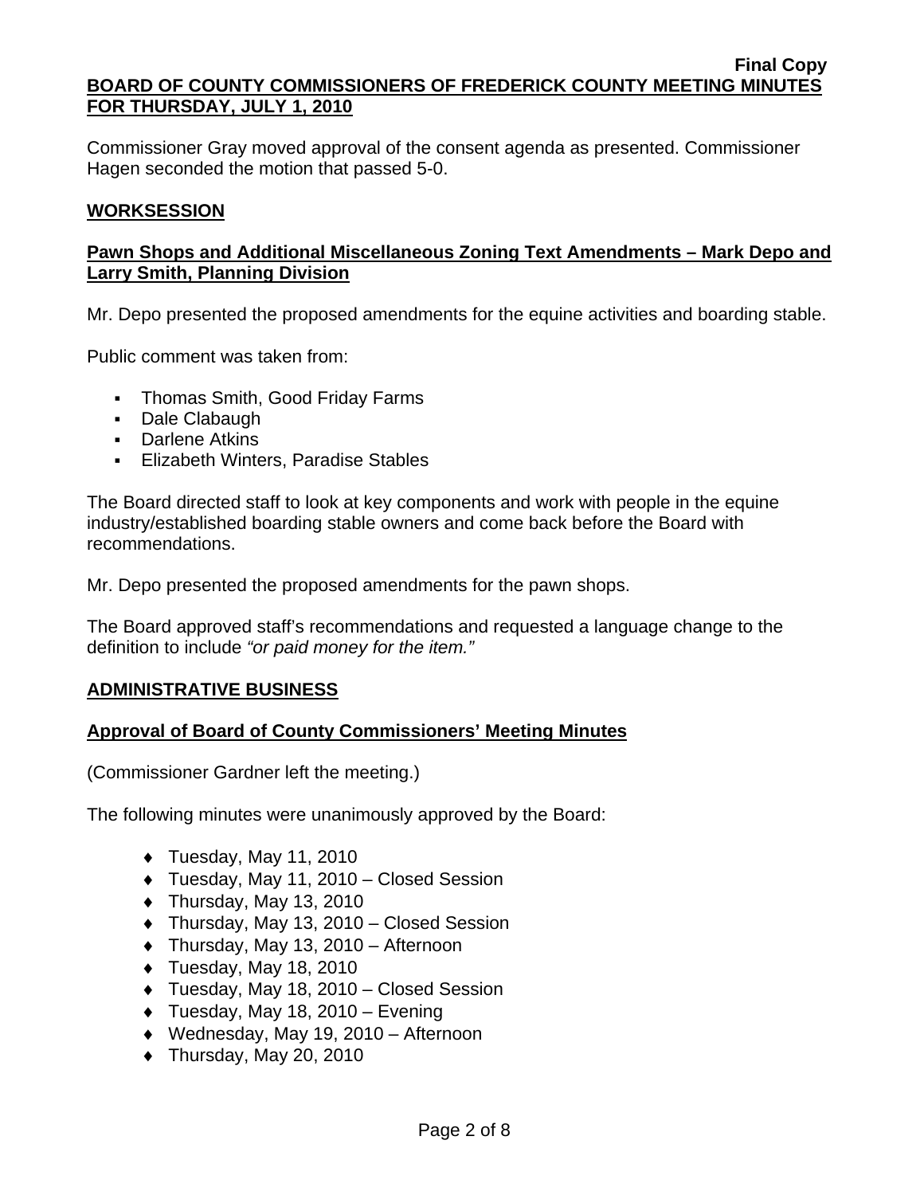Commissioner Gray moved approval of the consent agenda as presented. Commissioner Hagen seconded the motion that passed 5-0.

## WORKSESSION

### Pawn Shops and Additional Miscellaneous Zoning Text Amendments – Mark Depo and Larry Smith, Planning Division

Mr. Depo presented the proposed amendments for the equine activities and boarding stable.

Public comment was taken from:

- Thomas Smith, Good Friday Farms
- Dale Clabaugh
- Darlene Atkins
- Elizabeth Winters, Paradise Stables

The Board directed staff to look at key components and work with people in the equine industry/established boarding stable owners and come back before the Board with recommendations.

Mr. Depo presented the proposed amendments for the pawn shops.

The Board approved staff's recommendations and requested a language change to the definition to include *"or paid money for the item."*

## ADMINISTRATIVE BUSINESS

### Approval of Board of County Commissioners' Meeting Minutes

(Commissioner Gardner left the meeting.)

The following minutes were unanimously approved by the Board:

- Tuesday, May 11, 2010
- Tuesday, May 11, 2010 – Closed Session
- Thursday, May 13, 2010
- Thursday, May 13, 2010 – Closed Session
- Thursday, May 13, 2010 – Afternoon
- Tuesday, May 18, 2010
- Tuesday, May 18, 2010 – Closed Session
- Tuesday, May 18, 2010 – Evening
- Wednesday, May 19, 2010 – Afternoon
- Thursday, May 20, 2010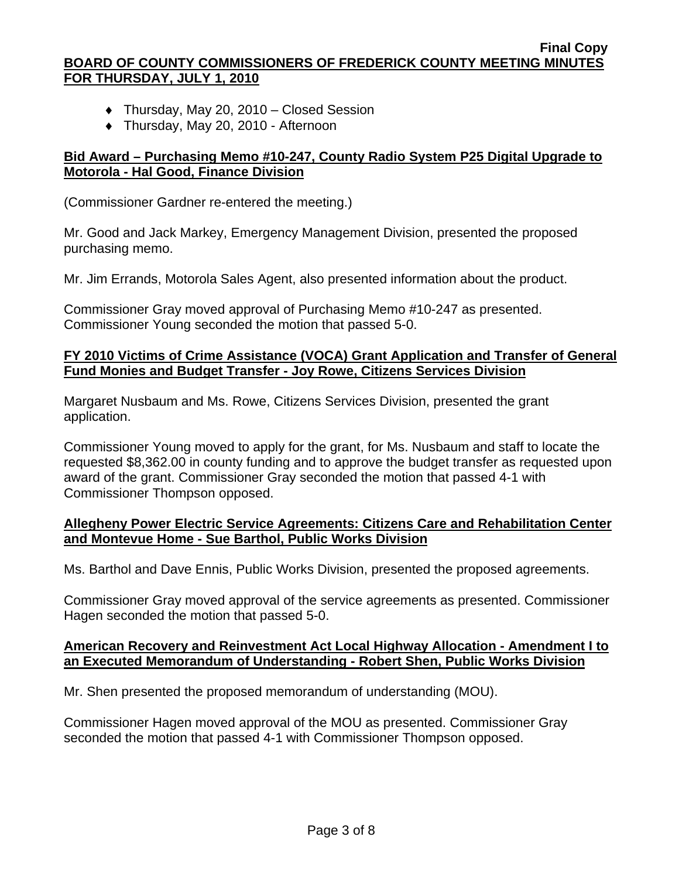- Thursday, May 20, 2010 – Closed Session
- Thursday, May 20, 2010 - Afternoon

**Bid Award – Purchasing Memo #10-247, County Radio System P25 Digital Upgrade to Motorola - Hal Good, Finance Division**

(Commissioner Gardner re-entered the meeting.)

Mr. Good and Jack Markey, Emergency Management Division, presented the proposed purchasing memo.

Mr. Jim Errands, Motorola Sales Agent, also presented information about the product.

Commissioner Gray moved approval of Purchasing Memo #10-247 as presented. Commissioner Young seconded the motion that passed 5-0.

**FY 2010 Victims of Crime Assistance (VOCA) Grant Application and Transfer of General Fund Monies and Budget Transfer - Joy Rowe, Citizens Services Division**

Margaret Nusbaum and Ms. Rowe, Citizens Services Division, presented the grant application.

Commissioner Young moved to apply for the grant, for Ms. Nusbaum and staff to locate the requested $8,362.00 in county funding and to approve the budget transfer as requested upon award of the grant. Commissioner Gray seconded the motion that passed 4-1 with Commissioner Thompson opposed.

**Allegheny Power Electric Service Agreements: Citizens Care and Rehabilitation Center and Montevue Home - Sue Barthol, Public Works Division**

Ms. Barthol and Dave Ennis, Public Works Division, presented the proposed agreements.

Commissioner Gray moved approval of the service agreements as presented. Commissioner Hagen seconded the motion that passed 5-0.

**American Recovery and Reinvestment Act Local Highway Allocation - Amendment I to an Executed Memorandum of Understanding - Robert Shen, Public Works Division**

Mr. Shen presented the proposed memorandum of understanding (MOU).

Commissioner Hagen moved approval of the MOU as presented. Commissioner Gray seconded the motion that passed 4-1 with Commissioner Thompson opposed.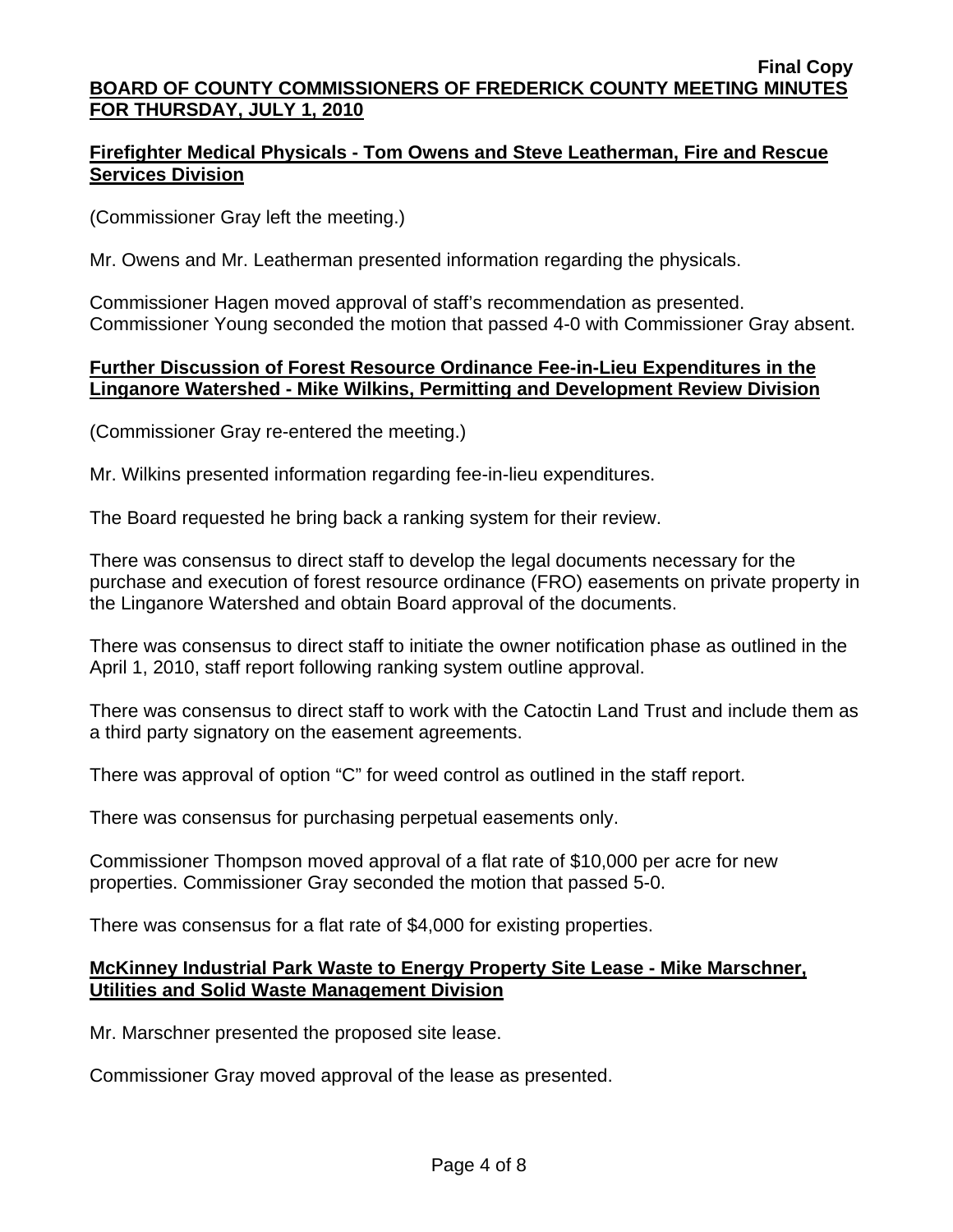**Final Copy**

**BOARD OF COUNTY COMMISSIONERS OF FREDERICK COUNTY MEETING MINUTES FOR THURSDAY, JULY 1, 2010**

**Firefighter Medical Physicals - Tom Owens and Steve Leatherman, Fire and Rescue Services Division**

(Commissioner Gray left the meeting.)

Mr. Owens and Mr. Leatherman presented information regarding the physicals.

Commissioner Hagen moved approval of staff's recommendation as presented. Commissioner Young seconded the motion that passed 4-0 with Commissioner Gray absent.

**Further Discussion of Forest Resource Ordinance Fee-in-Lieu Expenditures in the Linganore Watershed - Mike Wilkins, Permitting and Development Review Division**

(Commissioner Gray re-entered the meeting.)

Mr. Wilkins presented information regarding fee-in-lieu expenditures.

The Board requested he bring back a ranking system for their review.

There was consensus to direct staff to develop the legal documents necessary for the purchase and execution of forest resource ordinance (FRO) easements on private property in the Linganore Watershed and obtain Board approval of the documents.

There was consensus to direct staff to initiate the owner notification phase as outlined in the April 1, 2010, staff report following ranking system outline approval.

There was consensus to direct staff to work with the Catoctin Land Trust and include them as a third party signatory on the easement agreements.

There was approval of option "C" for weed control as outlined in the staff report.

There was consensus for purchasing perpetual easements only.

Commissioner Thompson moved approval of a flat rate of $10,000 per acre for new properties. Commissioner Gray seconded the motion that passed 5-0.

There was consensus for a flat rate of $4,000 for existing properties.

**McKinney Industrial Park Waste to Energy Property Site Lease - Mike Marschner, Utilities and Solid Waste Management Division**

Mr. Marschner presented the proposed site lease.

Commissioner Gray moved approval of the lease as presented.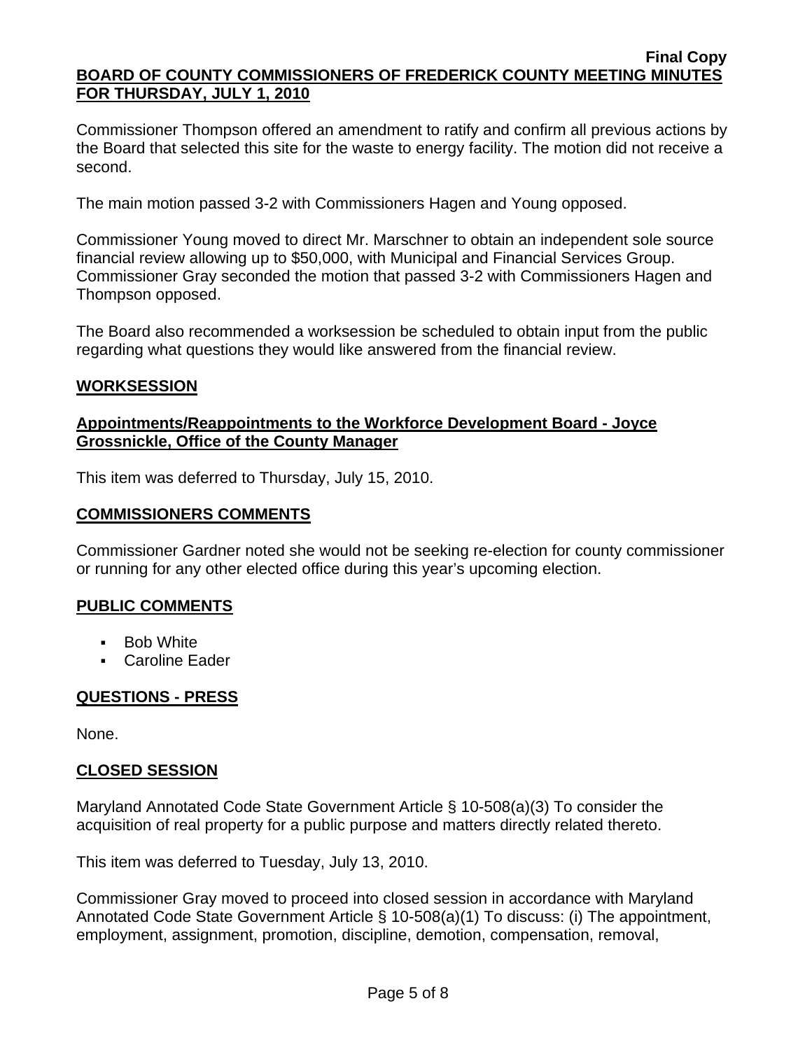Commissioner Thompson offered an amendment to ratify and confirm all previous actions by the Board that selected this site for the waste to energy facility. The motion did not receive a second.

The main motion passed 3-2 with Commissioners Hagen and Young opposed.

Commissioner Young moved to direct Mr. Marschner to obtain an independent sole source financial review allowing up to $50,000, with Municipal and Financial Services Group. Commissioner Gray seconded the motion that passed 3-2 with Commissioners Hagen and Thompson opposed.

The Board also recommended a worksession be scheduled to obtain input from the public regarding what questions they would like answered from the financial review.

## WORKSESSION

### Appointments/Reappointments to the Workforce Development Board - Joyce Grossnickle, Office of the County Manager

This item was deferred to Thursday, July 15, 2010.

## COMMISSIONERS COMMENTS

Commissioner Gardner noted she would not be seeking re-election for county commissioner or running for any other elected office during this year's upcoming election.

## PUBLIC COMMENTS

- Bob White
- Caroline Eader

## QUESTIONS - PRESS

None.

## CLOSED SESSION

Maryland Annotated Code State Government Article § 10-508(a)(3) To consider the acquisition of real property for a public purpose and matters directly related thereto.

This item was deferred to Tuesday, July 13, 2010.

Commissioner Gray moved to proceed into closed session in accordance with Maryland Annotated Code State Government Article § 10-508(a)(1) To discuss: (i) The appointment, employment, assignment, promotion, discipline, demotion, compensation, removal,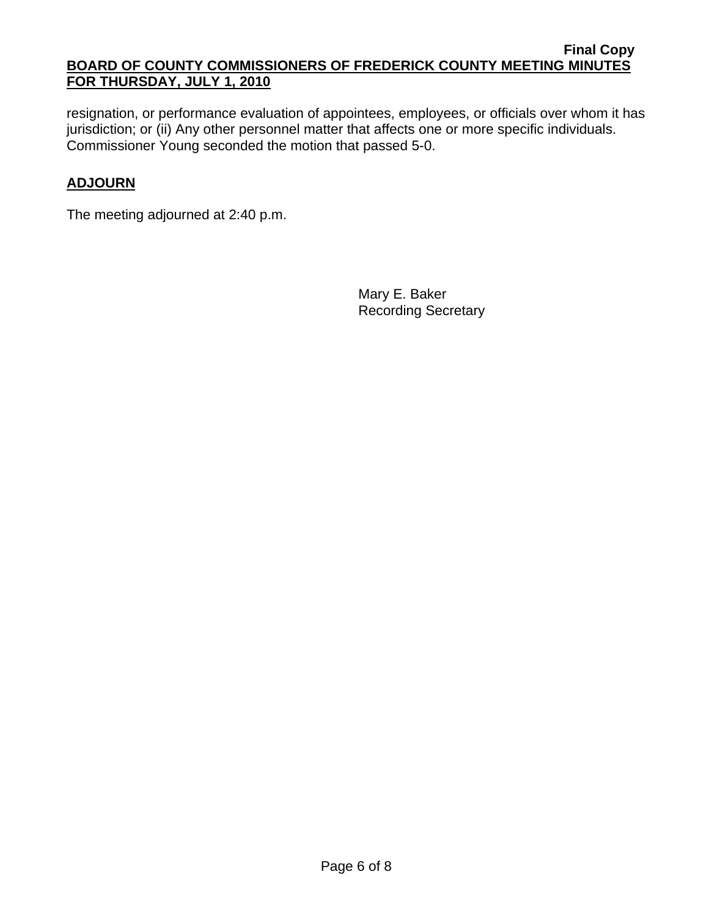resignation, or performance evaluation of appointees, employees, or officials over whom it has jurisdiction; or (ii) Any other personnel matter that affects one or more specific individuals. Commissioner Young seconded the motion that passed 5-0.

## ADJOURN

The meeting adjourned at 2:40 p.m.

Mary E. Baker
Recording Secretary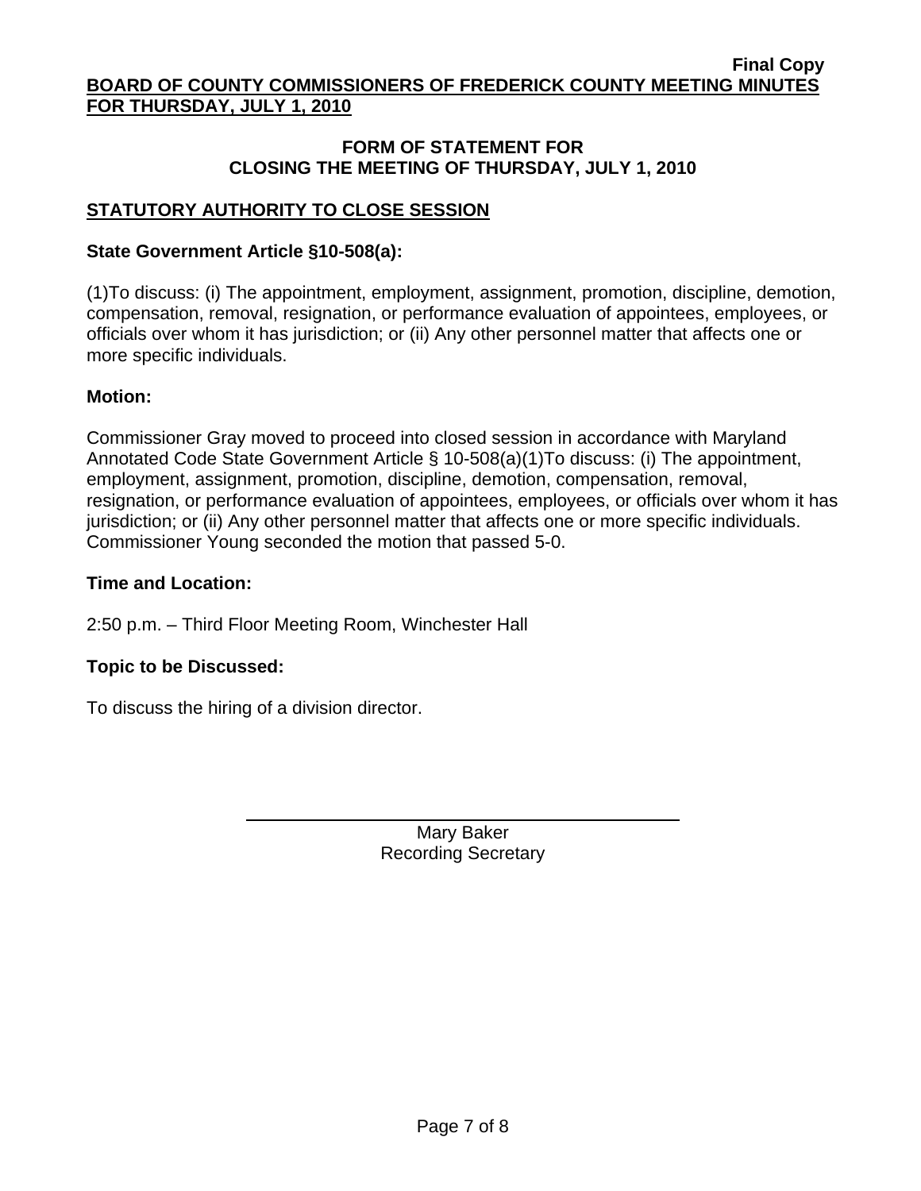**FORM OF STATEMENT FOR**
**CLOSING THE MEETING OF THURSDAY, JULY 1, 2010**

## STATUTORY AUTHORITY TO CLOSE SESSION

### State Government Article §10-508(a):

(1)To discuss: (i) The appointment, employment, assignment, promotion, discipline, demotion, compensation, removal, resignation, or performance evaluation of appointees, employees, or officials over whom it has jurisdiction; or (ii) Any other personnel matter that affects one or more specific individuals.

### Motion:

Commissioner Gray moved to proceed into closed session in accordance with Maryland Annotated Code State Government Article § 10-508(a)(1)To discuss: (i) The appointment, employment, assignment, promotion, discipline, demotion, compensation, removal, resignation, or performance evaluation of appointees, employees, or officials over whom it has jurisdiction; or (ii) Any other personnel matter that affects one or more specific individuals. Commissioner Young seconded the motion that passed 5-0.

### Time and Location:

2:50 p.m. – Third Floor Meeting Room, Winchester Hall

### Topic to be Discussed:

To discuss the hiring of a division director.

Mary Baker
Recording Secretary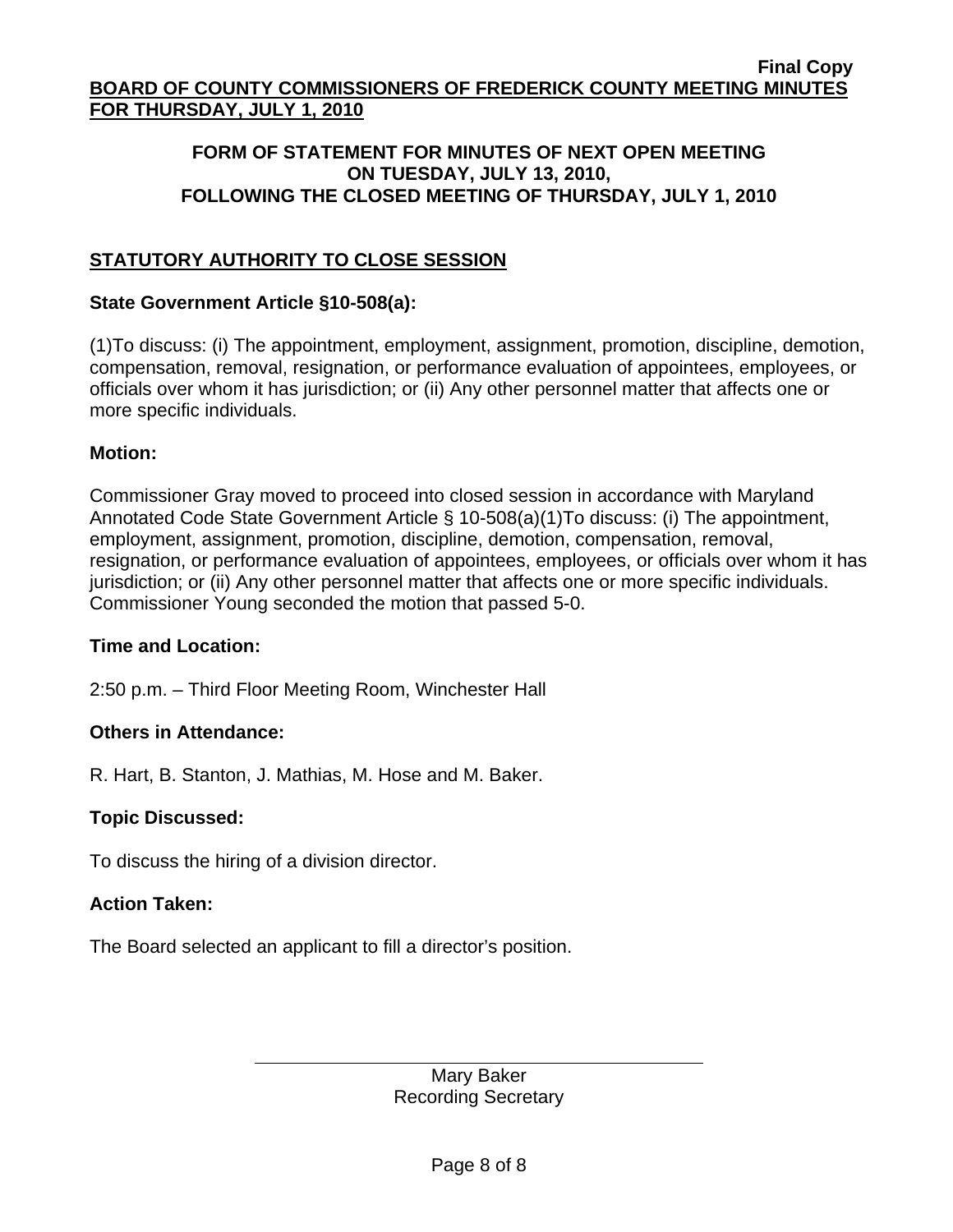**Final Copy**

**BOARD OF COUNTY COMMISSIONERS OF FREDERICK COUNTY MEETING MINUTES FOR THURSDAY, JULY 1, 2010**

**FORM OF STATEMENT FOR MINUTES OF NEXT OPEN MEETING ON TUESDAY, JULY 13, 2010, FOLLOWING THE CLOSED MEETING OF THURSDAY, JULY 1, 2010**

## STATUTORY AUTHORITY TO CLOSE SESSION

**State Government Article §10-508(a):**

(1)To discuss: (i) The appointment, employment, assignment, promotion, discipline, demotion, compensation, removal, resignation, or performance evaluation of appointees, employees, or officials over whom it has jurisdiction; or (ii) Any other personnel matter that affects one or more specific individuals.

**Motion:**

Commissioner Gray moved to proceed into closed session in accordance with Maryland Annotated Code State Government Article § 10-508(a)(1)To discuss: (i) The appointment, employment, assignment, promotion, discipline, demotion, compensation, removal, resignation, or performance evaluation of appointees, employees, or officials over whom it has jurisdiction; or (ii) Any other personnel matter that affects one or more specific individuals. Commissioner Young seconded the motion that passed 5-0.

**Time and Location:**

2:50 p.m. – Third Floor Meeting Room, Winchester Hall

**Others in Attendance:**

R. Hart, B. Stanton, J. Mathias, M. Hose and M. Baker.

**Topic Discussed:**

To discuss the hiring of a division director.

**Action Taken:**

The Board selected an applicant to fill a director's position.

Mary Baker
Recording Secretary